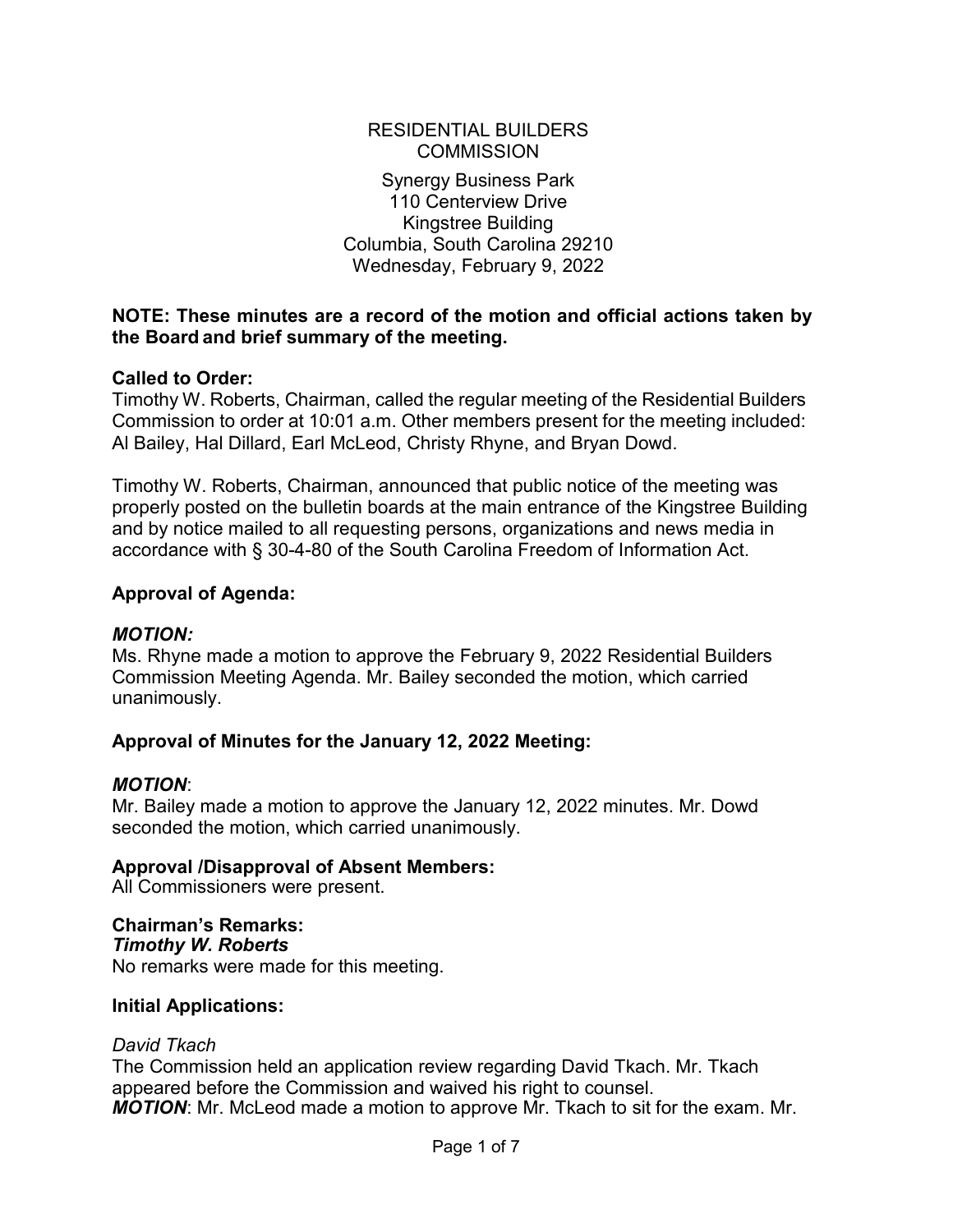RESIDENTIAL BUILDERS COMMISSION

Synergy Business Park
110 Centerview Drive
Kingstree Building
Columbia, South Carolina 29210
Wednesday, February 9, 2022

**NOTE: These minutes are a record of the motion and official actions taken by the Board and brief summary of the meeting.**

**Called to Order:**
Timothy W. Roberts, Chairman, called the regular meeting of the Residential Builders Commission to order at 10:01 a.m. Other members present for the meeting included: Al Bailey, Hal Dillard, Earl McLeod, Christy Rhyne, and Bryan Dowd.

Timothy W. Roberts, Chairman, announced that public notice of the meeting was properly posted on the bulletin boards at the main entrance of the Kingstree Building and by notice mailed to all requesting persons, organizations and news media in accordance with § 30-4-80 of the South Carolina Freedom of Information Act.

**Approval of Agenda:**

***MOTION:***
Ms. Rhyne made a motion to approve the February 9, 2022 Residential Builders Commission Meeting Agenda. Mr. Bailey seconded the motion, which carried unanimously.

**Approval of Minutes for the January 12, 2022 Meeting:**

***MOTION***:
Mr. Bailey made a motion to approve the January 12, 2022 minutes. Mr. Dowd seconded the motion, which carried unanimously.

**Approval /Disapproval of Absent Members:**
All Commissioners were present.

**Chairman's Remarks:**
***Timothy W. Roberts***
No remarks were made for this meeting.

**Initial Applications:**

*David Tkach*
The Commission held an application review regarding David Tkach. Mr. Tkach appeared before the Commission and waived his right to counsel.
***MOTION***: Mr. McLeod made a motion to approve Mr. Tkach to sit for the exam. Mr.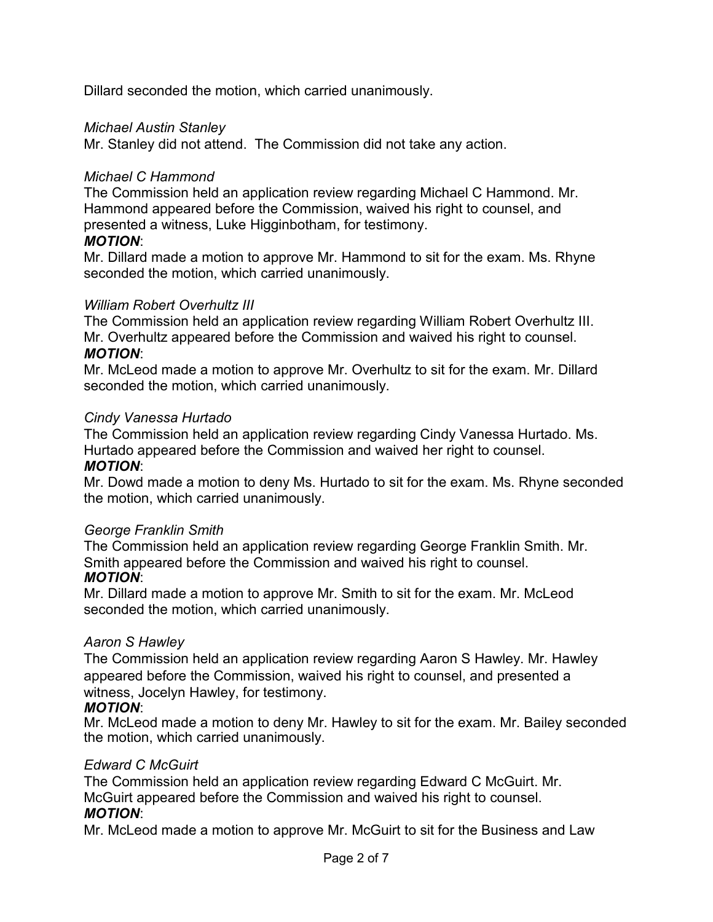Dillard seconded the motion, which carried unanimously.

*Michael Austin Stanley*

Mr. Stanley did not attend. The Commission did not take any action.

*Michael C Hammond*

The Commission held an application review regarding Michael C Hammond. Mr. Hammond appeared before the Commission, waived his right to counsel, and presented a witness, Luke Higginbotham, for testimony.

***MOTION***:

Mr. Dillard made a motion to approve Mr. Hammond to sit for the exam. Ms. Rhyne seconded the motion, which carried unanimously.

*William Robert Overhultz III*

The Commission held an application review regarding William Robert Overhultz III. Mr. Overhultz appeared before the Commission and waived his right to counsel.

***MOTION***:

Mr. McLeod made a motion to approve Mr. Overhultz to sit for the exam. Mr. Dillard seconded the motion, which carried unanimously.

*Cindy Vanessa Hurtado*

The Commission held an application review regarding Cindy Vanessa Hurtado. Ms. Hurtado appeared before the Commission and waived her right to counsel.

***MOTION***:

Mr. Dowd made a motion to deny Ms. Hurtado to sit for the exam. Ms. Rhyne seconded the motion, which carried unanimously.

*George Franklin Smith*

The Commission held an application review regarding George Franklin Smith. Mr. Smith appeared before the Commission and waived his right to counsel.

***MOTION***:

Mr. Dillard made a motion to approve Mr. Smith to sit for the exam. Mr. McLeod seconded the motion, which carried unanimously.

*Aaron S Hawley*

The Commission held an application review regarding Aaron S Hawley. Mr. Hawley appeared before the Commission, waived his right to counsel, and presented a witness, Jocelyn Hawley, for testimony.

***MOTION***:

Mr. McLeod made a motion to deny Mr. Hawley to sit for the exam. Mr. Bailey seconded the motion, which carried unanimously.

*Edward C McGuirt*

The Commission held an application review regarding Edward C McGuirt. Mr. McGuirt appeared before the Commission and waived his right to counsel.

***MOTION***:

Mr. McLeod made a motion to approve Mr. McGuirt to sit for the Business and Law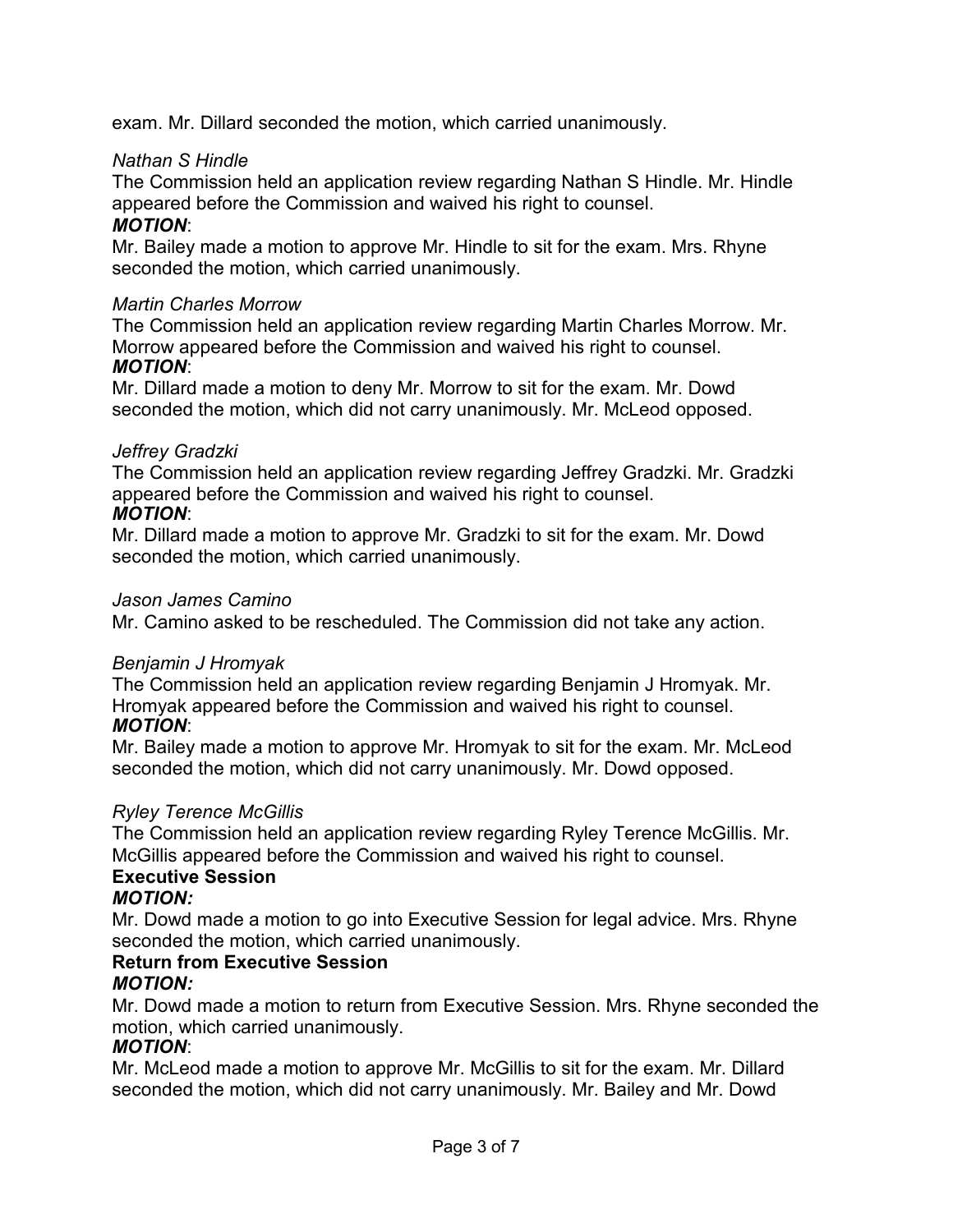exam. Mr. Dillard seconded the motion, which carried unanimously.

*Nathan S Hindle*

The Commission held an application review regarding Nathan S Hindle. Mr. Hindle appeared before the Commission and waived his right to counsel.

***MOTION***:

Mr. Bailey made a motion to approve Mr. Hindle to sit for the exam. Mrs. Rhyne seconded the motion, which carried unanimously.

*Martin Charles Morrow*

The Commission held an application review regarding Martin Charles Morrow. Mr. Morrow appeared before the Commission and waived his right to counsel.

***MOTION***:

Mr. Dillard made a motion to deny Mr. Morrow to sit for the exam. Mr. Dowd seconded the motion, which did not carry unanimously. Mr. McLeod opposed.

*Jeffrey Gradzki*

The Commission held an application review regarding Jeffrey Gradzki. Mr. Gradzki appeared before the Commission and waived his right to counsel.

***MOTION***:

Mr. Dillard made a motion to approve Mr. Gradzki to sit for the exam. Mr. Dowd seconded the motion, which carried unanimously.

*Jason James Camino*

Mr. Camino asked to be rescheduled. The Commission did not take any action.

*Benjamin J Hromyak*

The Commission held an application review regarding Benjamin J Hromyak. Mr. Hromyak appeared before the Commission and waived his right to counsel.

***MOTION***:

Mr. Bailey made a motion to approve Mr. Hromyak to sit for the exam. Mr. McLeod seconded the motion, which did not carry unanimously. Mr. Dowd opposed.

*Ryley Terence McGillis*

The Commission held an application review regarding Ryley Terence McGillis. Mr. McGillis appeared before the Commission and waived his right to counsel.

**Executive Session**

***MOTION:***

Mr. Dowd made a motion to go into Executive Session for legal advice. Mrs. Rhyne seconded the motion, which carried unanimously.

**Return from Executive Session**

***MOTION:***

Mr. Dowd made a motion to return from Executive Session. Mrs. Rhyne seconded the motion, which carried unanimously.

***MOTION***:

Mr. McLeod made a motion to approve Mr. McGillis to sit for the exam. Mr. Dillard seconded the motion, which did not carry unanimously. Mr. Bailey and Mr. Dowd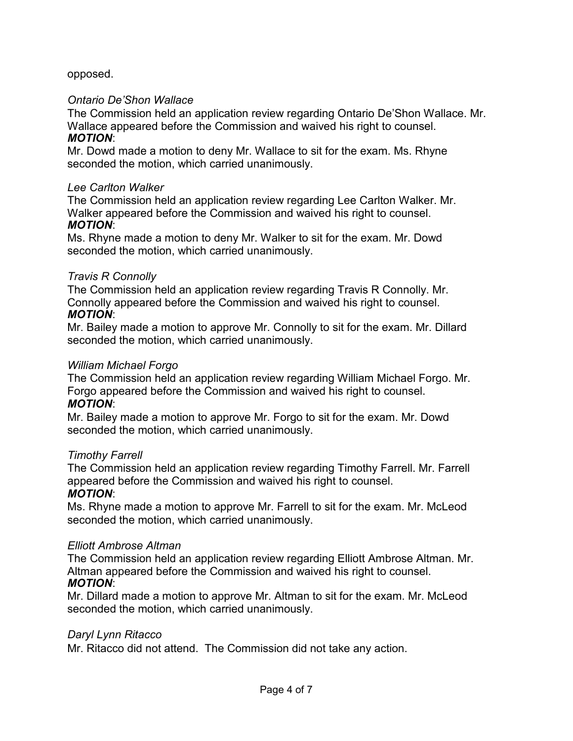opposed.

*Ontario De'Shon Wallace*

The Commission held an application review regarding Ontario De'Shon Wallace. Mr. Wallace appeared before the Commission and waived his right to counsel.

***MOTION***:

Mr. Dowd made a motion to deny Mr. Wallace to sit for the exam. Ms. Rhyne seconded the motion, which carried unanimously.

*Lee Carlton Walker*

The Commission held an application review regarding Lee Carlton Walker. Mr. Walker appeared before the Commission and waived his right to counsel.

***MOTION***:

Ms. Rhyne made a motion to deny Mr. Walker to sit for the exam. Mr. Dowd seconded the motion, which carried unanimously.

*Travis R Connolly*

The Commission held an application review regarding Travis R Connolly. Mr. Connolly appeared before the Commission and waived his right to counsel.

***MOTION***:

Mr. Bailey made a motion to approve Mr. Connolly to sit for the exam. Mr. Dillard seconded the motion, which carried unanimously.

*William Michael Forgo*

The Commission held an application review regarding William Michael Forgo. Mr. Forgo appeared before the Commission and waived his right to counsel.

***MOTION***:

Mr. Bailey made a motion to approve Mr. Forgo to sit for the exam. Mr. Dowd seconded the motion, which carried unanimously.

*Timothy Farrell*

The Commission held an application review regarding Timothy Farrell. Mr. Farrell appeared before the Commission and waived his right to counsel.

***MOTION***:

Ms. Rhyne made a motion to approve Mr. Farrell to sit for the exam. Mr. McLeod seconded the motion, which carried unanimously.

*Elliott Ambrose Altman*

The Commission held an application review regarding Elliott Ambrose Altman. Mr. Altman appeared before the Commission and waived his right to counsel.

***MOTION***:

Mr. Dillard made a motion to approve Mr. Altman to sit for the exam. Mr. McLeod seconded the motion, which carried unanimously.

*Daryl Lynn Ritacco*

Mr. Ritacco did not attend. The Commission did not take any action.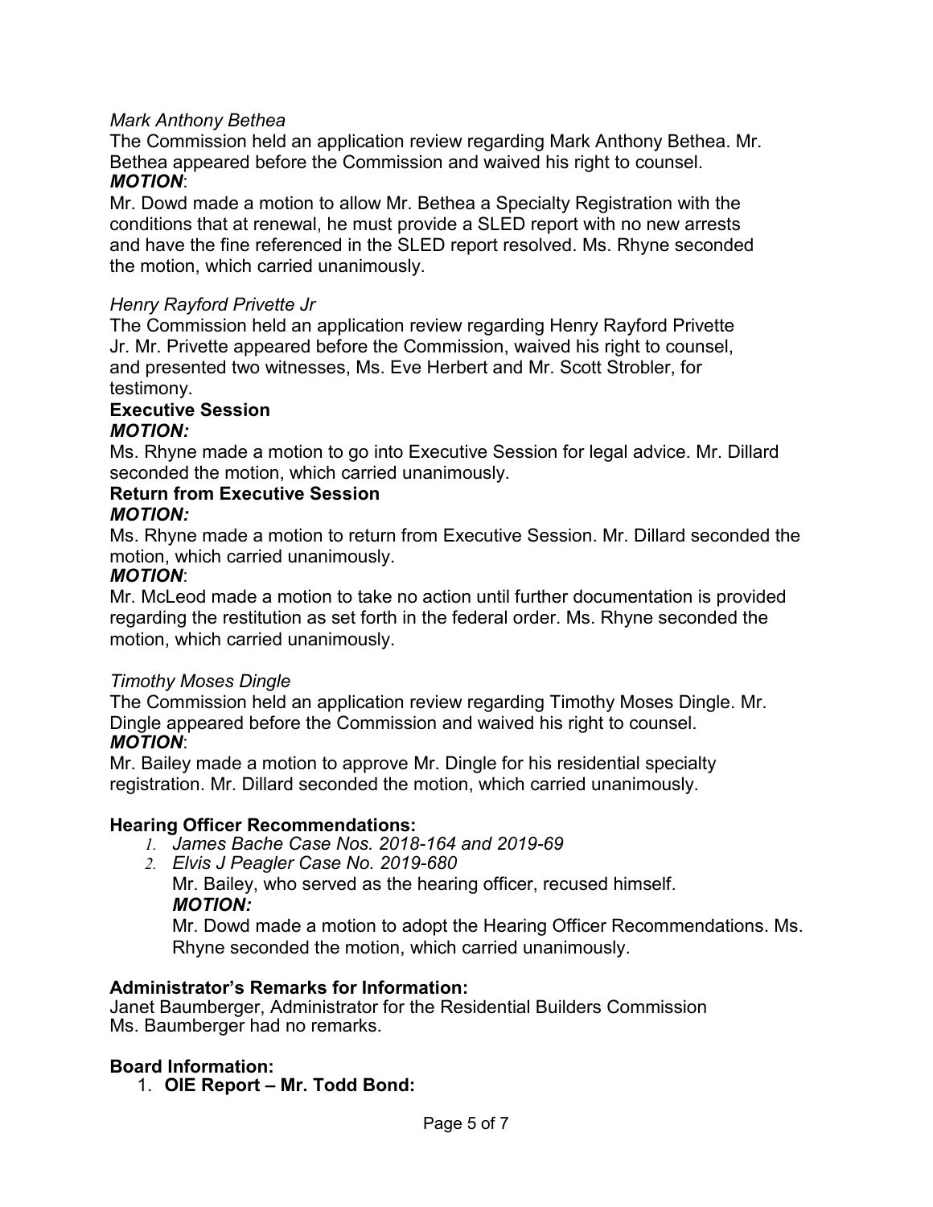*Mark Anthony Bethea*

The Commission held an application review regarding Mark Anthony Bethea. Mr. Bethea appeared before the Commission and waived his right to counsel.

***MOTION***:

Mr. Dowd made a motion to allow Mr. Bethea a Specialty Registration with the conditions that at renewal, he must provide a SLED report with no new arrests and have the fine referenced in the SLED report resolved. Ms. Rhyne seconded the motion, which carried unanimously.

*Henry Rayford Privette Jr*

The Commission held an application review regarding Henry Rayford Privette Jr. Mr. Privette appeared before the Commission, waived his right to counsel, and presented two witnesses, Ms. Eve Herbert and Mr. Scott Strobler, for testimony.

**Executive Session**

***MOTION:***

Ms. Rhyne made a motion to go into Executive Session for legal advice. Mr. Dillard seconded the motion, which carried unanimously.

**Return from Executive Session**

***MOTION:***

Ms. Rhyne made a motion to return from Executive Session. Mr. Dillard seconded the motion, which carried unanimously.

***MOTION***:

Mr. McLeod made a motion to take no action until further documentation is provided regarding the restitution as set forth in the federal order. Ms. Rhyne seconded the motion, which carried unanimously.

*Timothy Moses Dingle*

The Commission held an application review regarding Timothy Moses Dingle. Mr. Dingle appeared before the Commission and waived his right to counsel.

***MOTION***:

Mr. Bailey made a motion to approve Mr. Dingle for his residential specialty registration. Mr. Dillard seconded the motion, which carried unanimously.

**Hearing Officer Recommendations:**

1. *James Bache Case Nos. 2018-164 and 2019-69*
2. *Elvis J Peagler Case No. 2019-680*

   Mr. Bailey, who served as the hearing officer, recused himself.

   ***MOTION:***

   Mr. Dowd made a motion to adopt the Hearing Officer Recommendations. Ms. Rhyne seconded the motion, which carried unanimously.

**Administrator's Remarks for Information:**

Janet Baumberger, Administrator for the Residential Builders Commission
Ms. Baumberger had no remarks.

**Board Information:**

1. **OIE Report – Mr. Todd Bond:**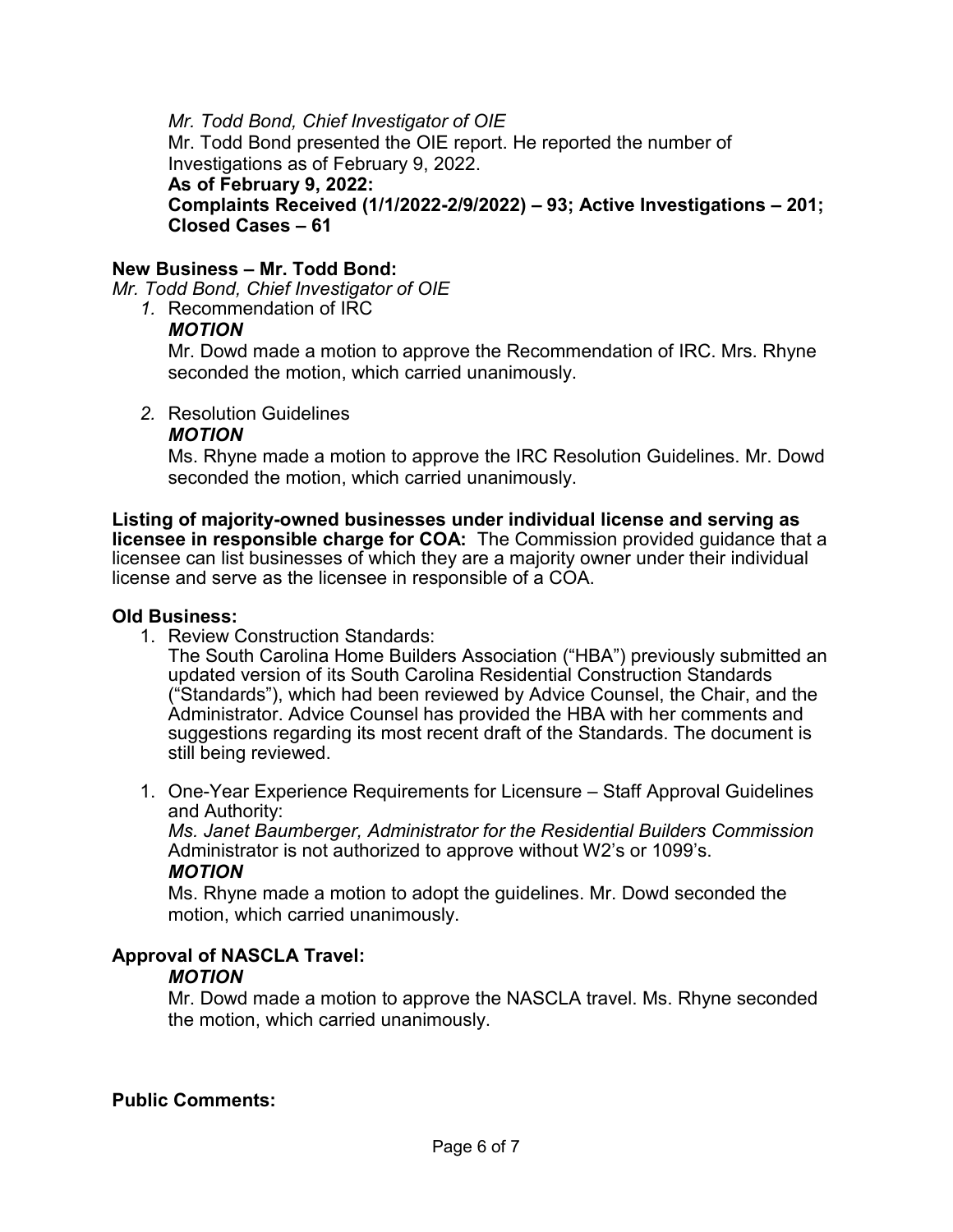*Mr. Todd Bond, Chief Investigator of OIE*
Mr. Todd Bond presented the OIE report. He reported the number of Investigations as of February 9, 2022.
**As of February 9, 2022:**
**Complaints Received (1/1/2022-2/9/2022) – 93; Active Investigations – 201; Closed Cases – 61**

**New Business – Mr. Todd Bond:**
*Mr. Todd Bond, Chief Investigator of OIE*

1. Recommendation of IRC
   ***MOTION***
   Mr. Dowd made a motion to approve the Recommendation of IRC. Mrs. Rhyne seconded the motion, which carried unanimously.

2. Resolution Guidelines
   ***MOTION***
   Ms. Rhyne made a motion to approve the IRC Resolution Guidelines. Mr. Dowd seconded the motion, which carried unanimously.

**Listing of majority-owned businesses under individual license and serving as licensee in responsible charge for COA:** The Commission provided guidance that a licensee can list businesses of which they are a majority owner under their individual license and serve as the licensee in responsible of a COA.

**Old Business:**

1. Review Construction Standards:
   The South Carolina Home Builders Association ("HBA") previously submitted an updated version of its South Carolina Residential Construction Standards ("Standards"), which had been reviewed by Advice Counsel, the Chair, and the Administrator. Advice Counsel has provided the HBA with her comments and suggestions regarding its most recent draft of the Standards. The document is still being reviewed.

1. One-Year Experience Requirements for Licensure – Staff Approval Guidelines and Authority:
   *Ms. Janet Baumberger, Administrator for the Residential Builders Commission*
   Administrator is not authorized to approve without W2's or 1099's.
   ***MOTION***
   Ms. Rhyne made a motion to adopt the guidelines. Mr. Dowd seconded the motion, which carried unanimously.

**Approval of NASCLA Travel:**
***MOTION***
Mr. Dowd made a motion to approve the NASCLA travel. Ms. Rhyne seconded the motion, which carried unanimously.

**Public Comments:**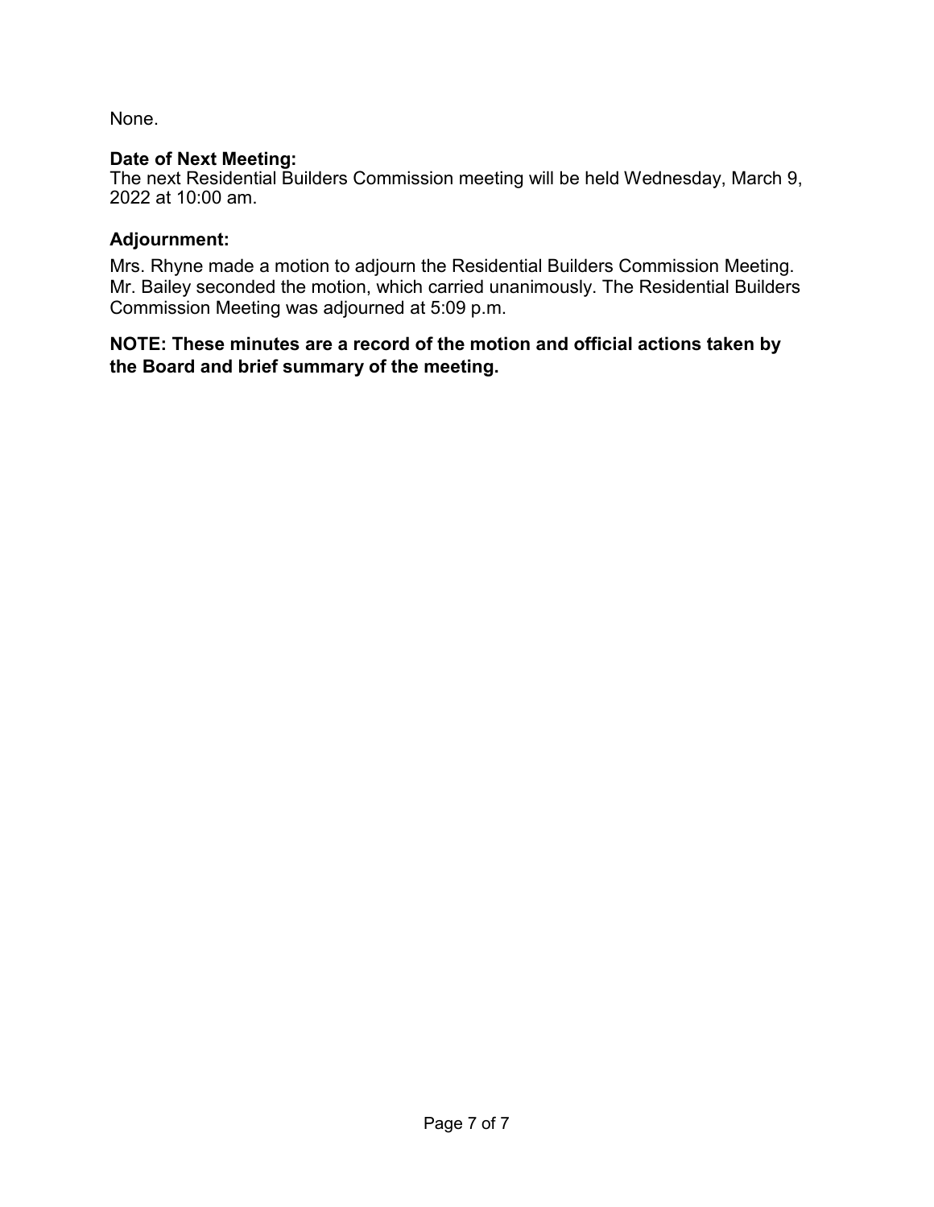None.

**Date of Next Meeting:**
The next Residential Builders Commission meeting will be held Wednesday, March 9, 2022 at 10:00 am.

**Adjournment:**

Mrs. Rhyne made a motion to adjourn the Residential Builders Commission Meeting. Mr. Bailey seconded the motion, which carried unanimously. The Residential Builders Commission Meeting was adjourned at 5:09 p.m.

**NOTE: These minutes are a record of the motion and official actions taken by the Board and brief summary of the meeting.**